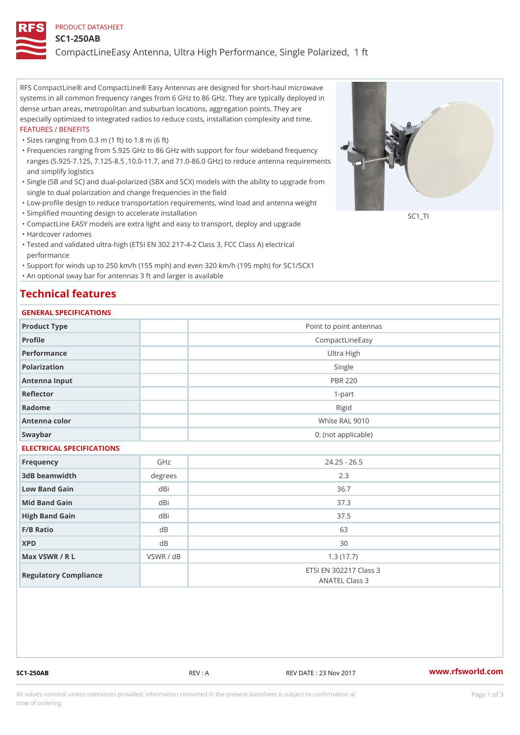PRODUCT DATASHEET

# SC1-250AB

## CompactLineEasy Antenna, Ultra High Performance, Single Polarized, 1 ft

RFS CompactLine® and CompactLine® Easy Antennas are designed for short-haul microwave systems in all common frequency ranges from 6 GHz to 86 GHz. They are typically deployed in dense urban areas, metropolitan and suburban locations, aggregation points. They are especially optimized to integrated radios to reduce costs, installation complexity and time.

FEATURES / BENEFITS

- Sizes ranging from 0.3 m (1 ft) to 1.8 m (6 ft)
- Frequencies ranging from 5.925 GHz to 86 GHz with support for four wideband frequency ranges (5.925-7.125, 7.125-8.5 ,10.0-11.7, and 71.0-86.0 GHz) to reduce antenna requirements and simplify logistics
- Single (SB and SC) and dual-polarized (SBX and SCX) models with the ability to upgrade from single to dual polarization and change frequencies in the field
- Low-profile design to reduce transportation requirements, wind load and antenna weight
- Simplified mounting design to accelerate installation
- CompactLine EASY models are extra light and easy to transport, deploy and upgrade
- Hardcover radomes
- Tested and validated ultra-high (ETSI EN 302 217-4-2 Class 3, FCC Class A) electrical performance
- Support for winds up to 250 km/h (155 mph) and even 320 km/h (195 mph) for SC1/SCX1
- An optional sway bar for antennas 3 ft and larger is available

SC1_TI

## Technical features

### GENERAL SPECIFICATIONS

| | | |
|---|---|---|
| Product Type | | Point to point antennas |
| Profile | | CompactLineEasy |
| Performance | | Ultra High |
| Polarization | | Single |
| Antenna Input | | PBR 220 |
| Reflector | | 1-part |
| Radome | | Rigid |
| Antenna color | | White RAL 9010 |
| Swaybar | | 0: (not applicable) |

### ELECTRICAL SPECIFICATIONS

| | | |
|---|---|---|
| Frequency | GHz | 24.25 - 26.5 |
| 3dB beamwidth | degrees | 2.3 |
| Low Band Gain | dBi | 36.7 |
| Mid Band Gain | dBi | 37.3 |
| High Band Gain | dBi | 37.5 |
| F/B Ratio | dB | 63 |
| XPD | dB | 30 |
| Max VSWR / R L | VSWR / dB | 1.3 (17.7) |
| Regulatory Compliance | | ETSI EN 302217 Class 3<br>ANATEL Class 3 |

SC1-250AB REV : A REV DATE : 23 Nov 2017 www.rfsworld.com

All values nominal unless tolerances provided; information contained in the present datasheet is subject to confirmation at time of ordering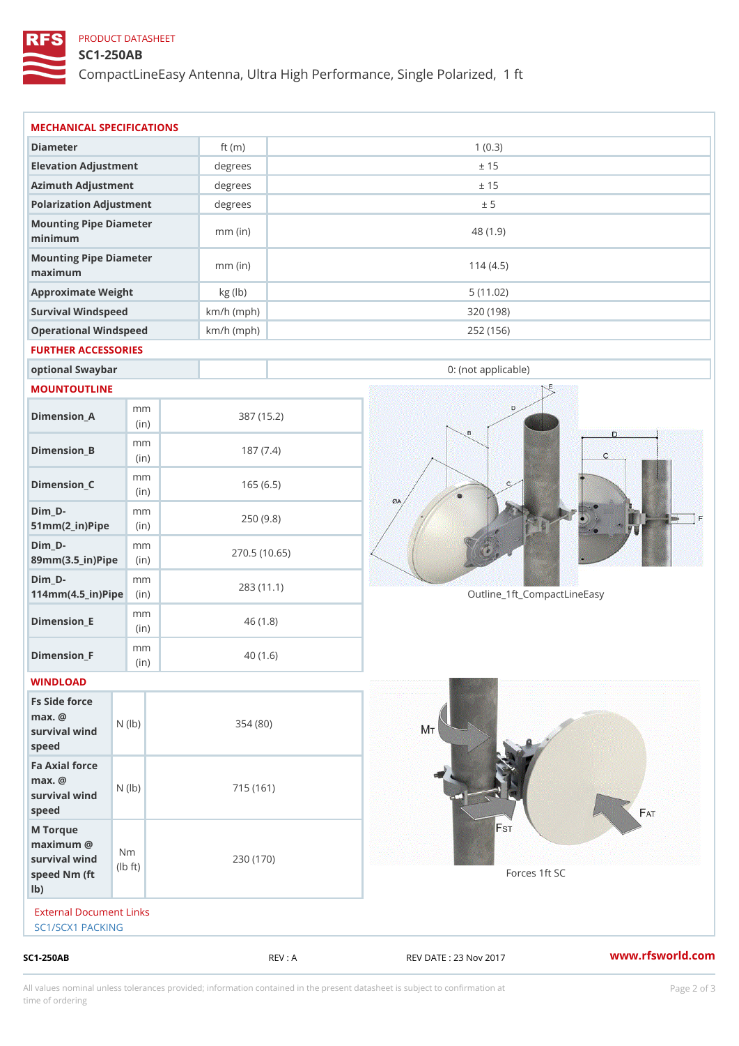PRODUCT DATASHEET

# SC1-250AB

CompactLineEasy Antenna, Ultra High Performance, Single Polarized, 1 ft

## MECHANICAL SPECIFICATIONS

| | | |
|---|---|---|
| Diameter | ft (m) | 1 (0.3) |
| Elevation Adjustment | degrees | ± 15 |
| Azimuth Adjustment | degrees | ± 15 |
| Polarization Adjustment | degrees | ± 5 |
| Mounting Pipe Diameter minimum | mm (in) | 48 (1.9) |
| Mounting Pipe Diameter maximum | mm (in) | 114 (4.5) |
| Approximate Weight | kg (lb) | 5 (11.02) |
| Survival Windspeed | km/h (mph) | 320 (198) |
| Operational Windspeed | km/h (mph) | 252 (156) |

## FURTHER ACCESSORIES

| | | |
|---|---|---|
| optional Swaybar | | 0: (not applicable) |

## MOUNTOUTLINE

| | | |
|---|---|---|
| Dimension_A | mm (in) | 387 (15.2) |
| Dimension_B | mm (in) | 187 (7.4) |
| Dimension_C | mm (in) | 165 (6.5) |
| Dim_D-51mm(2_in)Pipe | mm (in) | 250 (9.8) |
| Dim_D-89mm(3.5_in)Pipe | mm (in) | 270.5 (10.65) |
| Dim_D-114mm(4.5_in)Pipe | mm (in) | 283 (11.1) |
| Dimension_E | mm (in) | 46 (1.8) |
| Dimension_F | mm (in) | 40 (1.6) |

Outline_1ft_CompactLineEasy

## WINDLOAD

| | | |
|---|---|---|
| Fs Side force max. @ survival wind speed | N (lb) | 354 (80) |
| Fa Axial force max. @ survival wind speed | N (lb) | 715 (161) |
| M Torque maximum @ survival wind speed Nm (ft lb) | Nm (lb ft) | 230 (170) |

Forces 1ft SC

External Document Links

SC1/SCX1 PACKING

SC1-250AB REV : A REV DATE : 23 Nov 2017 www.rfsworld.com

All values nominal unless tolerances provided; information contained in the present datasheet is subject to confirmation at time of ordering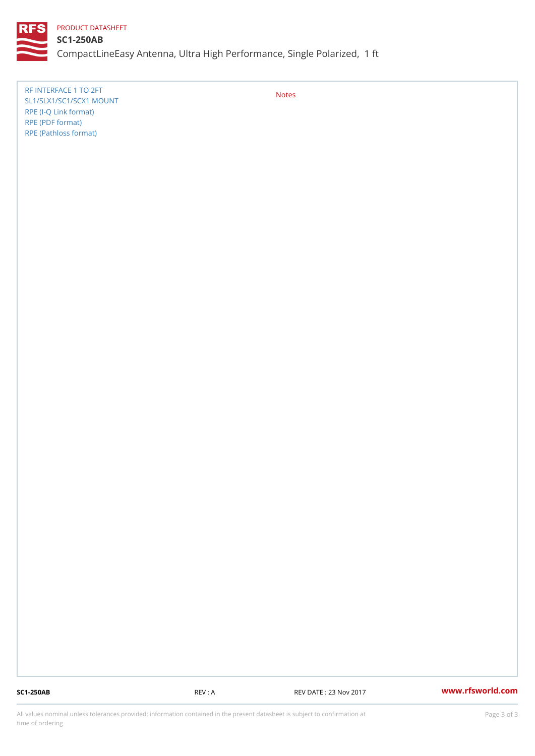RF INTERFACE 1 TO 2FT
SL1/SLX1/SC1/SCX1 MOUNT
RPE (I-Q Link format)
RPE (PDF format)
RPE (Pathloss format)

Notes